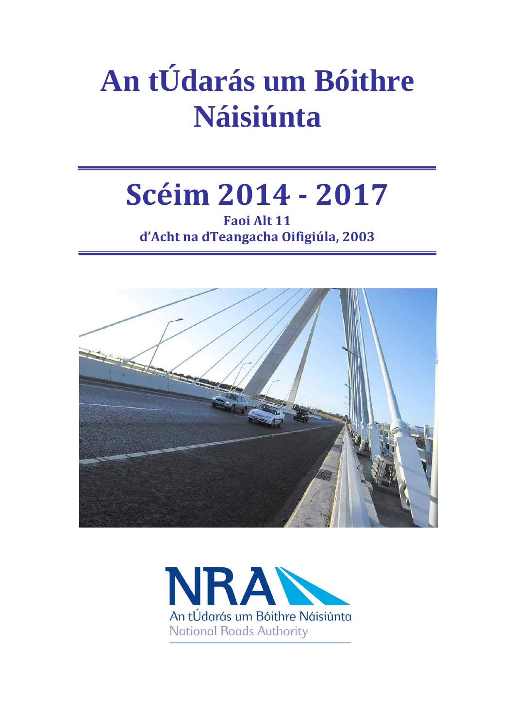# An tÚdarás um Bóithre Náisiúnta

## Scéim 2014 - 2017

**Faoi Alt 11**
**d'Acht na dTeangacha Oifigiúla, 2003**

An tÚdarás um Bóithre Náisiúnta
National Roads Authority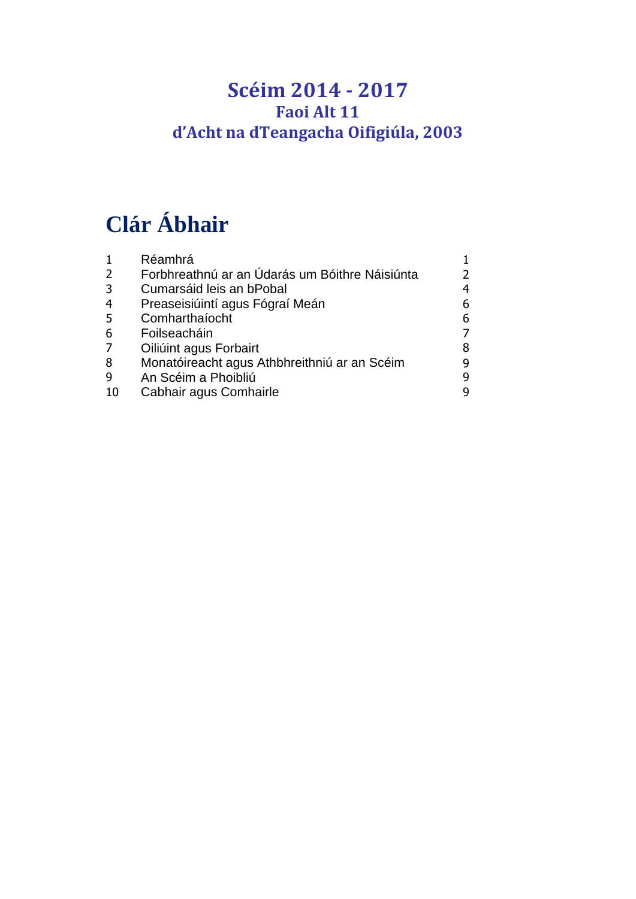# Scéim 2014 - 2017

## Faoi Alt 11

## d'Acht na dTeangacha Oifigiúla, 2003

# Clár Ábhair

| | | |
|---|---|---|
| 1 | Réamhrá | 1 |
| 2 | Forbhreathnú ar an Údarás um Bóithre Náisiúnta | 2 |
| 3 | Cumarsáid leis an bPobal | 4 |
| 4 | Preaseisiúintí agus Fógraí Meán | 6 |
| 5 | Comharthaíocht | 6 |
| 6 | Foilseacháin | 7 |
| 7 | Oiliúint agus Forbairt | 8 |
| 8 | Monatóireacht agus Athbhreithniú ar an Scéim | 9 |
| 9 | An Scéim a Phoibliú | 9 |
| 10 | Cabhair agus Comhairle | 9 |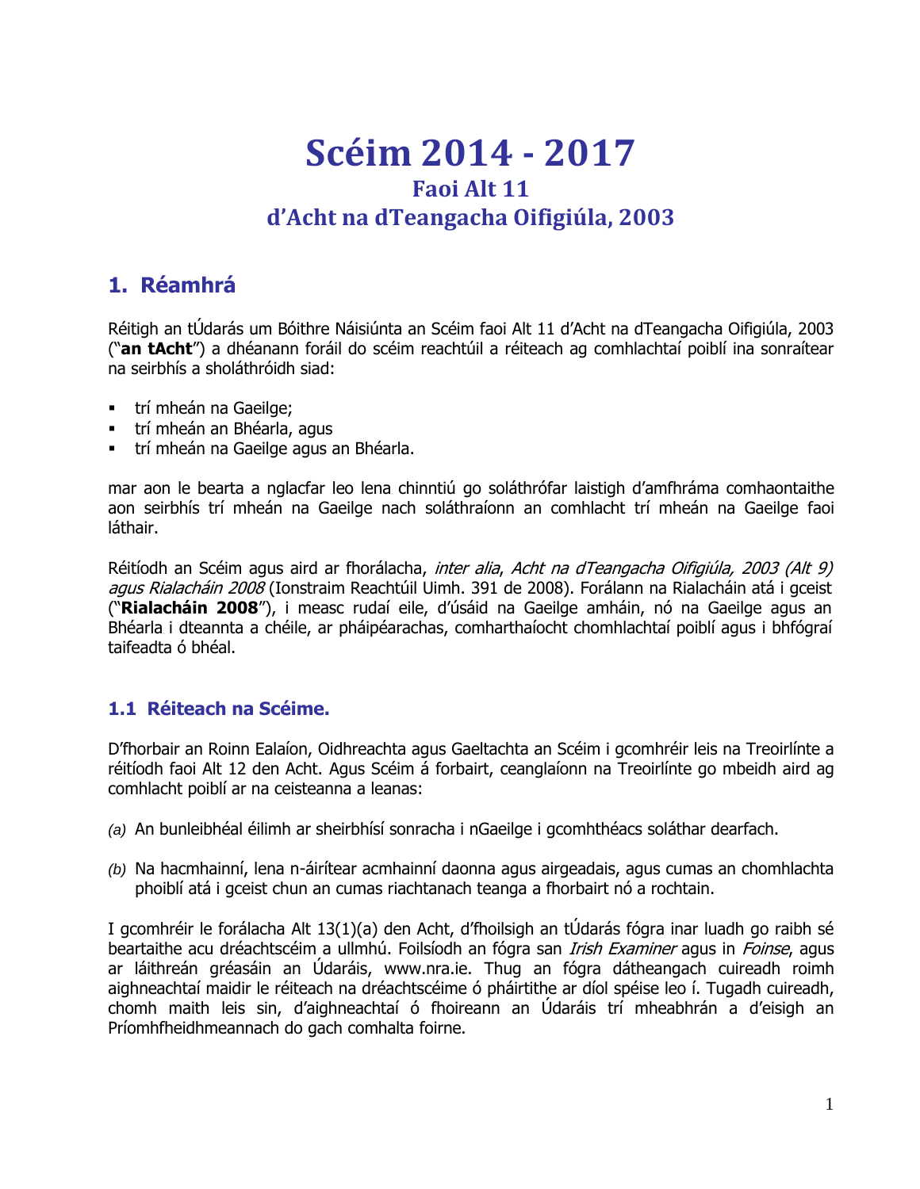# Scéim 2014 - 2017

## Faoi Alt 11

## d'Acht na dTeangacha Oifigiúla, 2003

## 1. Réamhrá

Réitigh an tÚdarás um Bóithre Náisiúnta an Scéim faoi Alt 11 d'Acht na dTeangacha Oifigiúla, 2003 ("**an tAcht**") a dhéanann foráil do scéim reachtúil a réiteach ag comhlachtaí poiblí ina sonraítear na seirbhís a sholáthróidh siad:

- trí mheán na Gaeilge;
- trí mheán an Bhéarla, agus
- trí mheán na Gaeilge agus an Bhéarla.

mar aon le bearta a nglacfar leo lena chinntiú go soláthrófar laistigh d'amfhráma comhaontaithe aon seirbhís trí mheán na Gaeilge nach soláthraíonn an comhlacht trí mheán na Gaeilge faoi láthair.

Réitíodh an Scéim agus aird ar fhorálacha, *inter alia*, *Acht na dTeangacha Oifigiúla, 2003 (Alt 9) agus Rialacháin 2008* (Ionstraim Reachtúil Uimh. 391 de 2008). Forálann na Rialacháin atá i gceist ("**Rialacháin 2008**"), i measc rudaí eile, d'úsáid na Gaeilge amháin, nó na Gaeilge agus an Bhéarla i dteannta a chéile, ar pháipéarachas, comharthaíocht chomhlachtaí poiblí agus i bhfógraí taifeadta ó bhéal.

### 1.1 Réiteach na Scéime.

D'fhorbair an Roinn Ealaíon, Oidhreachta agus Gaeltachta an Scéim i gcomhréir leis na Treoirlínte a réitíodh faoi Alt 12 den Acht. Agus Scéim á forbairt, ceanglaíonn na Treoirlínte go mbeidh aird ag comhlacht poiblí ar na ceisteanna a leanas:

*(a)* An bunleibhéal éilimh ar sheirbhísí sonracha i nGaeilge i gcomhthéacs soláthar dearfach.

*(b)* Na hacmhainní, lena n-áirítear acmhainní daonna agus airgeadais, agus cumas an chomhlachta phoiblí atá i gceist chun an cumas riachtanach teanga a fhorbairt nó a rochtain.

I gcomhréir le forálacha Alt 13(1)(a) den Acht, d'fhoilsigh an tÚdarás fógra inar luadh go raibh sé beartaithe acu dréachtscéim a ullmhú. Foilsíodh an fógra san *Irish Examiner* agus in *Foinse*, agus ar láithreán gréasáin an Údaráis, www.nra.ie. Thug an fógra dátheangach cuireadh roimh aighneachtaí maidir le réiteach na dréachtscéime ó pháirtithe ar díol spéise leo í. Tugadh cuireadh, chomh maith leis sin, d'aighneachtaí ó fhoireann an Údaráis trí mheabhrán a d'eisigh an Príomhfheidhmeannach do gach comhalta foirne.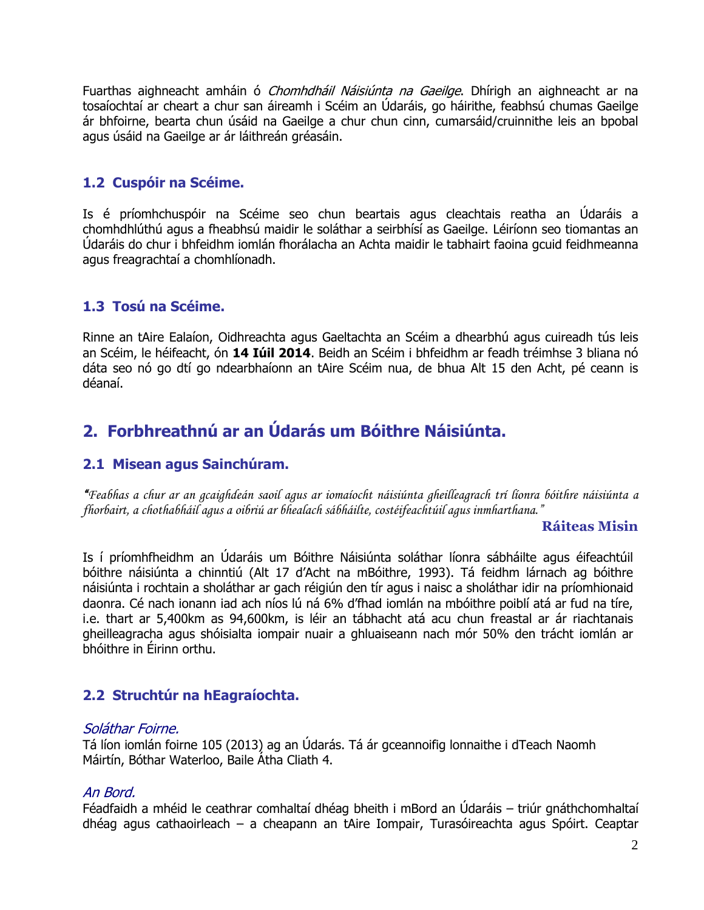Fuarthas aighneacht amháin ó *Chomhdháil Náisiúnta na Gaeilge*. Dhírigh an aighneacht ar na tosaíochtaí ar cheart a chur san áireamh i Scéim an Údaráis, go háirithe, feabhsú chumas Gaeilge ár bhfoirne, bearta chun úsáid na Gaeilge a chur chun cinn, cumarsáid/cruinnithe leis an bpobal agus úsáid na Gaeilge ar ár láithreán gréasáin.

### 1.2 Cuspóir na Scéime.

Is é príomhchuspóir na Scéime seo chun beartais agus cleachtais reatha an Údaráis a chomhdhlúthú agus a fheabhsú maidir le soláthar a seirbhísí as Gaeilge. Léiríonn seo tiomantas an Údaráis do chur i bhfeidhm iomlán fhorálacha an Achta maidir le tabhairt faoina gcuid feidhmeanna agus freagrachtaí a chomhlíonadh.

### 1.3 Tosú na Scéime.

Rinne an tAire Ealaíon, Oidhreachta agus Gaeltachta an Scéim a dhearbhú agus cuireadh tús leis an Scéim, le héifeacht, ón **14 Iúil 2014**. Beidh an Scéim i bhfeidhm ar feadh tréimhse 3 bliana nó dáta seo nó go dtí go ndearbhaíonn an tAire Scéim nua, de bhua Alt 15 den Acht, pé ceann is déanaí.

## 2. Forbhreathnú ar an Údarás um Bóithre Náisiúnta.

### 2.1 Misean agus Sainchúram.

*"Feabhas a chur ar an gcaighdeán saoil agus ar iomaíocht náisiúnta gheilleagrach trí líonra bóithre náisiúnta a fhorbairt, a chothabháil agus a oibriú ar bhealach sábháilte, costéifeachtúil agus inmharthana."*

**Ráiteas Misin**

Is í príomhfheidhm an Údaráis um Bóithre Náisiúnta soláthar líonra sábháilte agus éifeachtúil bóithre náisiúnta a chinntiú (Alt 17 d'Acht na mBóithre, 1993). Tá feidhm lárnach ag bóithre náisiúnta i rochtain a sholáthar ar gach réigiún den tír agus i naisc a sholáthar idir na príomhionaid daonra. Cé nach ionann iad ach níos lú ná 6% d'fhad iomlán na mbóithre poiblí atá ar fud na tíre, i.e. thart ar 5,400km as 94,600km, is léir an tábhacht atá acu chun freastal ar ár riachtanais gheilleagracha agus shóisialta iompair nuair a ghluaiseann nach mór 50% den trácht iomlán ar bhóithre in Éirinn orthu.

### 2.2 Struchtúr na hEagraíochta.

*Soláthar Foirne.*
Tá líon iomlán foirne 105 (2013) ag an Údarás. Tá ár gceannoifig lonnaithe i dTeach Naomh Máirtín, Bóthar Waterloo, Baile Átha Cliath 4.

*An Bord.*
Féadfaidh a mhéid le ceathrar comhaltaí dhéag bheith i mBord an Údaráis – triúr gnáthchomhaltaí dhéag agus cathaoirleach – a cheapann an tAire Iompair, Turasóireachta agus Spóirt. Ceaptar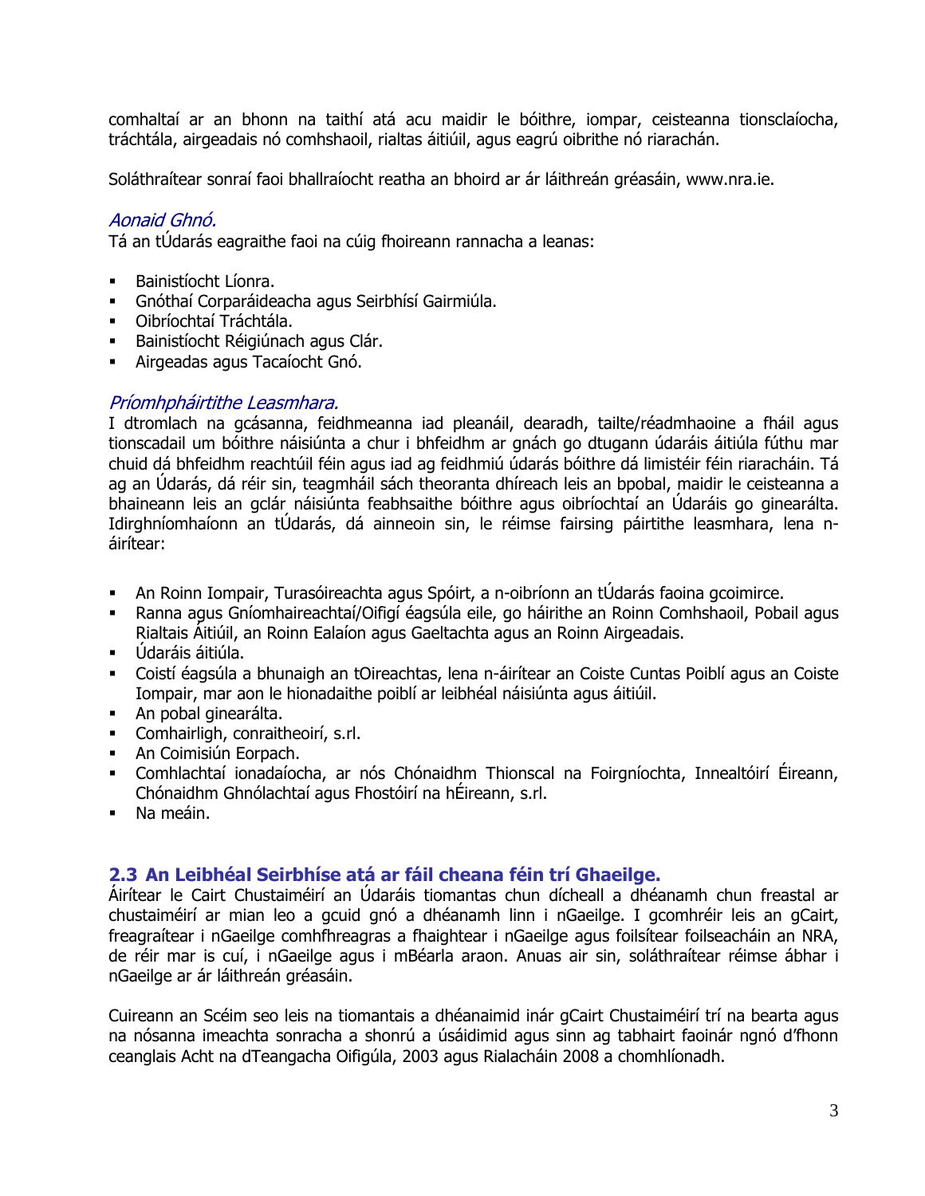comhaltaí ar an bhonn na taithí atá acu maidir le bóithre, iompar, ceisteanna tionsclaíocha, tráchtála, airgeadais nó comhshaoil, rialtas áitiúil, agus eagrú oibrithe nó riarachán.

Soláthraítear sonraí faoi bhallraíocht reatha an bhoird ar ár láithreán gréasáin, www.nra.ie.

### *Aonaid Ghnó.*

Tá an tÚdarás eagraithe faoi na cúig fhoireann rannacha a leanas:

- Bainistíocht Líonra.
- Gnóthaí Corparáideacha agus Seirbhísí Gairmiúla.
- Oibríochtaí Tráchtála.
- Bainistíocht Réigiúnach agus Clár.
- Airgeadas agus Tacaíocht Gnó.

### *Príomhpháirtithe Leasmhara.*

I dtromlach na gcásanna, feidhmeanna iad pleanáil, dearadh, tailte/réadmhaoine a fháil agus tionscadail um bóithre náisiúnta a chur i bhfeidhm ar gnách go dtugann údaráis áitiúla fúthu mar chuid dá bhfeidhm reachtúil féin agus iad ag feidhmiú údarás bóithre dá limistéir féin riaracháin. Tá ag an Údarás, dá réir sin, teagmháil sách theoranta dhíreach leis an bpobal, maidir le ceisteanna a bhaineann leis an gclár náisiúnta feabhsaithe bóithre agus oibríochtaí an Údaráis go ginearálta. Idirghníomhaíonn an tÚdarás, dá ainneoin sin, le réimse fairsing páirtithe leasmhara, lena n-áirítear:

- An Roinn Iompair, Turasóireachta agus Spóirt, a n-oibríonn an tÚdarás faoina gcoimirce.
- Ranna agus Gníomhaireachtaí/Oifigí éagsúla eile, go háirithe an Roinn Comhshaoil, Pobail agus Rialtais Áitiúil, an Roinn Ealaíon agus Gaeltachta agus an Roinn Airgeadais.
- Údaráis áitiúla.
- Coistí éagsúla a bhunaigh an tOireachtas, lena n-áirítear an Coiste Cuntas Poiblí agus an Coiste Iompair, mar aon le hionadaithe poiblí ar leibhéal náisiúnta agus áitiúil.
- An pobal ginearálta.
- Comhairligh, conraitheoirí, s.rl.
- An Coimisiún Eorpach.
- Comhlachtaí ionadaíocha, ar nós Chónaidhm Thionscal na Foirgníochta, Innealtóirí Éireann, Chónaidhm Ghnólachtaí agus Fhostóirí na hÉireann, s.rl.
- Na meáin.

## 2.3 An Leibhéal Seirbhíse atá ar fáil cheana féin trí Ghaeilge.

Áirítear le Cairt Chustaiméirí an Údaráis tiomantas chun dícheall a dhéanamh chun freastal ar chustaiméirí ar mian leo a gcuid gnó a dhéanamh linn i nGaeilge. I gcomhréir leis an gCairt, freagraítear i nGaeilge comhfhreagras a fhaightear i nGaeilge agus foilsítear foilseacháin an NRA, de réir mar is cuí, i nGaeilge agus i mBéarla araon. Anuas air sin, soláthraítear réimse ábhar i nGaeilge ar ár láithreán gréasáin.

Cuireann an Scéim seo leis na tiomantais a dhéanaimid inár gCairt Chustaiméirí trí na bearta agus na nósanna imeachta sonracha a shonrú a úsáidimid agus sinn ag tabhairt faoinár ngnó d'fhonn ceanglais Acht na dTeangacha Oifigiúla, 2003 agus Rialacháin 2008 a chomhlíonadh.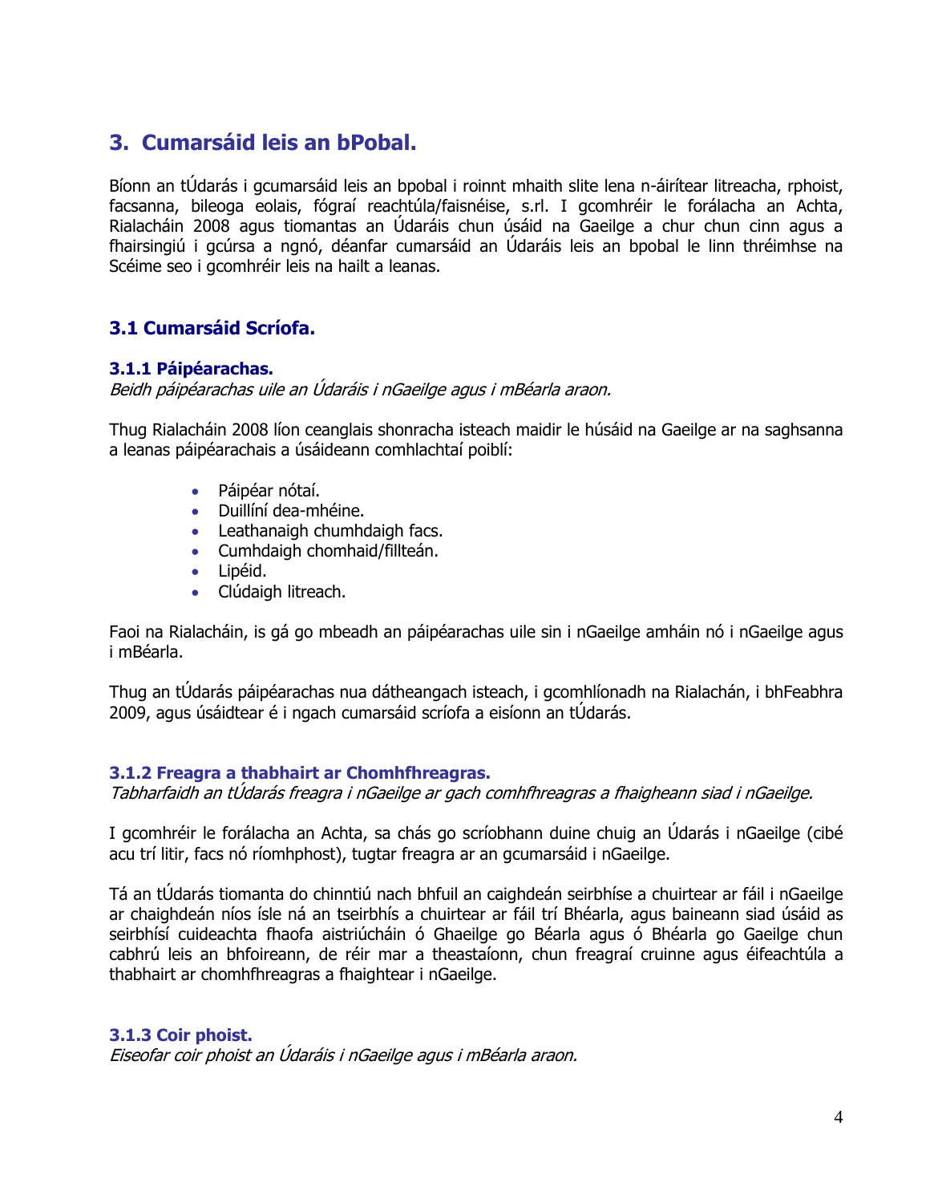## 3. Cumarsáid leis an bPobal.

Bíonn an tÚdarás i gcumarsáid leis an bpobal i roinnt mhaith slite lena n-áirítear litreacha, rphoist, facsanna, bileoga eolais, fógraí reachtúla/faisnéise, s.rl. I gcomhréir le forálacha an Achta, Rialacháin 2008 agus tiomantas an Údaráis chun úsáid na Gaeilge a chur chun cinn agus a fhairsingiú i gcúrsa a ngnó, déanfar cumarsáid an Údaráis leis an bpobal le linn thréimhse na Scéime seo i gcomhréir leis na hailt a leanas.

### 3.1 Cumarsáid Scríofa.

#### 3.1.1 Páipéarachas.

*Beidh páipéarachas uile an Údaráis i nGaeilge agus i mBéarla araon.*

Thug Rialacháin 2008 líon ceanglais shonracha isteach maidir le húsáid na Gaeilge ar na saghsanna a leanas páipéarachais a úsáideann comhlachtaí poiblí:

- Páipéar nótaí.
- Duillíní dea-mhéine.
- Leathanaigh chumhdaigh facs.
- Cumhdaigh chomhaid/fillteán.
- Lipéid.
- Clúdaigh litreach.

Faoi na Rialacháin, is gá go mbeadh an páipéarachas uile sin i nGaeilge amháin nó i nGaeilge agus i mBéarla.

Thug an tÚdarás páipéarachas nua dátheangach isteach, i gcomhlíonadh na Rialachán, i bhFeabhra 2009, agus úsáidtear é i ngach cumarsáid scríofa a eisíonn an tÚdarás.

#### 3.1.2 Freagra a thabhairt ar Chomhfhreagras.

*Tabharfaidh an tÚdarás freagra i nGaeilge ar gach comhfhreagras a fhaigheann siad i nGaeilge.*

I gcomhréir le forálacha an Achta, sa chás go scríobhann duine chuig an Údarás i nGaeilge (cibé acu trí litir, facs nó ríomhphost), tugtar freagra ar an gcumarsáid i nGaeilge.

Tá an tÚdarás tiomanta do chinntiú nach bhfuil an caighdeán seirbhíse a chuirtear ar fáil i nGaeilge ar chaighdeán níos ísle ná an tseirbhís a chuirtear ar fáil trí Bhéarla, agus baineann siad úsáid as seirbhísí cuideachta fhaofa aistriúcháin ó Ghaeilge go Béarla agus ó Bhéarla go Gaeilge chun cabhrú leis an bhfoireann, de réir mar a theastaíonn, chun freagraí cruinne agus éifeachtúla a thabhairt ar chomhfhreagras a fhaightear i nGaeilge.

#### 3.1.3 Coir phoist.

*Eiseofar coir phoist an Údaráis i nGaeilge agus i mBéarla araon.*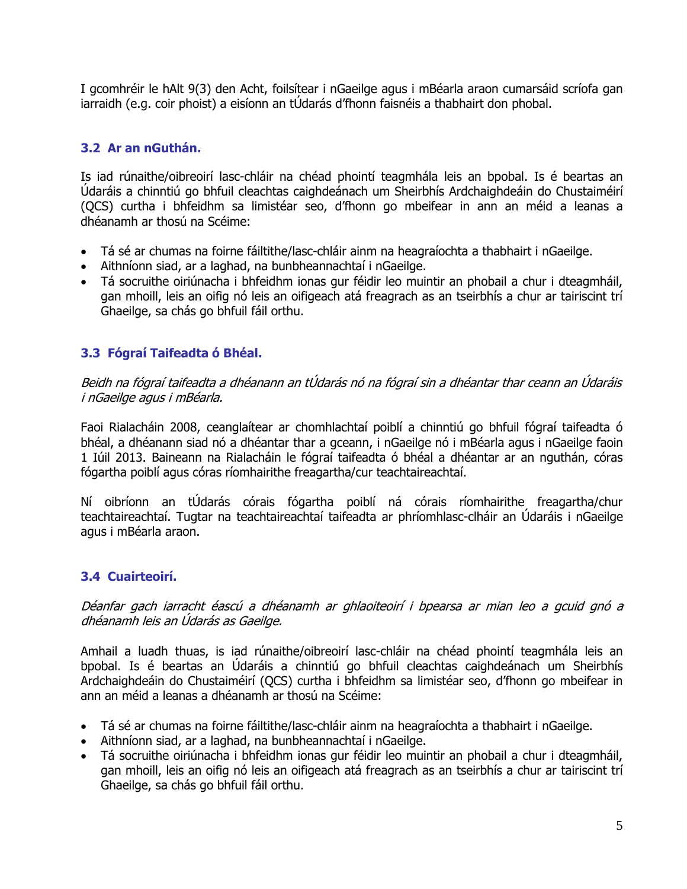I gcomhréir le hAlt 9(3) den Acht, foilsítear i nGaeilge agus i mBéarla araon cumarsáid scríofa gan iarraidh (e.g. coir phoist) a eisíonn an tÚdarás d'fhonn faisnéis a thabhairt don phobal.

### 3.2 Ar an nGuthán.

Is iad rúnaithe/oibreoirí lasc-chláir na chéad phointí teagmhála leis an bpobal. Is é beartas an Údaráis a chinntiú go bhfuil cleachtas caighdeánach um Sheirbhís Ardchaighdeáin do Chustaiméirí (QCS) curtha i bhfeidhm sa limistéar seo, d'fhonn go mbeifear in ann an méid a leanas a dhéanamh ar thosú na Scéime:

- Tá sé ar chumas na foirne fáiltithe/lasc-chláir ainm na heagraíochta a thabhairt i nGaeilge.
- Aithníonn siad, ar a laghad, na bunbheannachtaí i nGaeilge.
- Tá socruithe oiriúnacha i bhfeidhm ionas gur féidir leo muintir an phobail a chur i dteagmháil, gan mhoill, leis an oifig nó leis an oifigeach atá freagrach as an tseirbhís a chur ar tairiscint trí Ghaeilge, sa chás go bhfuil fáil orthu.

### 3.3 Fógraí Taifeadta ó Bhéal.

*Beidh na fógraí taifeadta a dhéanann an tÚdarás nó na fógraí sin a dhéantar thar ceann an Údaráis i nGaeilge agus i mBéarla.*

Faoi Rialacháin 2008, ceanglaítear ar chomhlachtaí poiblí a chinntiú go bhfuil fógraí taifeadta ó bhéal, a dhéanann siad nó a dhéantar thar a gceann, i nGaeilge nó i mBéarla agus i nGaeilge faoin 1 Iúil 2013. Baineann na Rialacháin le fógraí taifeadta ó bhéal a dhéantar ar an nguthán, córas fógartha poiblí agus córas ríomhairithe freagartha/cur teachtaireachtaí.

Ní oibríonn an tÚdarás córais fógartha poiblí ná córais ríomhairithe freagartha/chur teachtaireachtaí. Tugtar na teachtaireachtaí taifeadta ar phríomhlasc-clháir an Údaráis i nGaeilge agus i mBéarla araon.

### 3.4 Cuairteoirí.

*Déanfar gach iarracht éascú a dhéanamh ar ghlaoiteoirí i bpearsa ar mian leo a gcuid gnó a dhéanamh leis an Údarás as Gaeilge.*

Amhail a luadh thuas, is iad rúnaithe/oibreoirí lasc-chláir na chéad phointí teagmhála leis an bpobal. Is é beartas an Údaráis a chinntiú go bhfuil cleachtas caighdeánach um Sheirbhís Ardchaighdeáin do Chustaiméirí (QCS) curtha i bhfeidhm sa limistéar seo, d'fhonn go mbeifear in ann an méid a leanas a dhéanamh ar thosú na Scéime:

- Tá sé ar chumas na foirne fáiltithe/lasc-chláir ainm na heagraíochta a thabhairt i nGaeilge.
- Aithníonn siad, ar a laghad, na bunbheannachtaí i nGaeilge.
- Tá socruithe oiriúnacha i bhfeidhm ionas gur féidir leo muintir an phobail a chur i dteagmháil, gan mhoill, leis an oifig nó leis an oifigeach atá freagrach as an tseirbhís a chur ar tairiscint trí Ghaeilge, sa chás go bhfuil fáil orthu.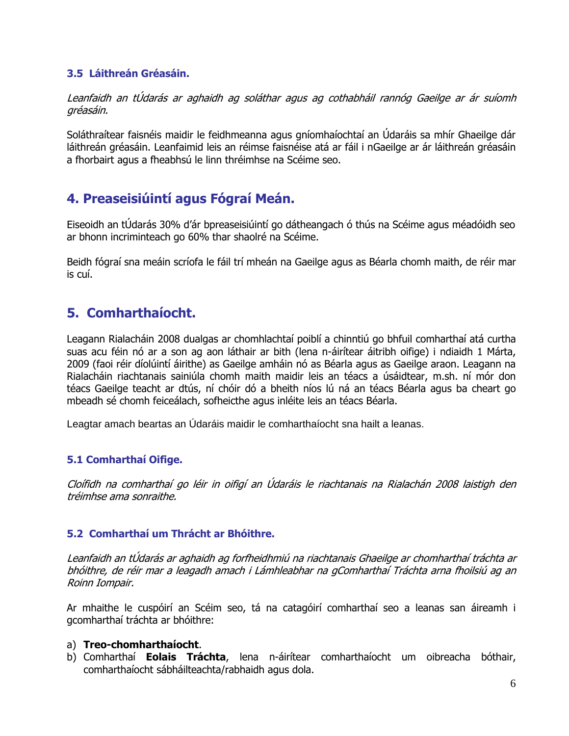### 3.5 Láithreán Gréasáin.

*Leanfaidh an tÚdarás ar aghaidh ag soláthar agus ag cothabháil rannóg Gaeilge ar ár suíomh gréasáin.*

Soláthraítear faisnéis maidir le feidhmeanna agus gníomhaíochtaí an Údaráis sa mhír Ghaeilge dár láithreán gréasáin. Leanfaimid leis an réimse faisnéise atá ar fáil i nGaeilge ar ár láithreán gréasáin a fhorbairt agus a fheabhsú le linn thréimhse na Scéime seo.

## 4. Preaseisiúintí agus Fógraí Meán.

Eiseoidh an tÚdarás 30% d'ár bpreaseisiúintí go dátheangach ó thús na Scéime agus méadóidh seo ar bhonn incriminteach go 60% thar shaolré na Scéime.

Beidh fógraí sna meáin scríofa le fáil trí mheán na Gaeilge agus as Béarla chomh maith, de réir mar is cuí.

## 5. Comharthaíocht.

Leagann Rialacháin 2008 dualgas ar chomhlachtaí poiblí a chinntiú go bhfuil comharthaí atá curtha suas acu féin nó ar a son ag aon láthair ar bith (lena n-áirítear áitribh oifige) i ndiaidh 1 Márta, 2009 (faoi réir díolúintí áirithe) as Gaeilge amháin nó as Béarla agus as Gaeilge araon. Leagann na Rialacháin riachtanais sainiúla chomh maith maidir leis an téacs a úsáidtear, m.sh. ní mór don téacs Gaeilge teacht ar dtús, ní chóir dó a bheith níos lú ná an téacs Béarla agus ba cheart go mbeadh sé chomh feiceálach, sofheicthe agus inléite leis an téacs Béarla.

Leagtar amach beartas an Údaráis maidir le comharthaíocht sna hailt a leanas.

### 5.1 Comharthaí Oifige.

*Cloífidh na comharthaí go léir in oifigí an Údaráis le riachtanais na Rialachán 2008 laistigh den tréimhse ama sonraithe.*

### 5.2 Comharthaí um Thrácht ar Bhóithre.

*Leanfaidh an tÚdarás ar aghaidh ag forfheidhmiú na riachtanais Ghaeilge ar chomharthaí tráchta ar bhóithre, de réir mar a leagadh amach i Lámhleabhar na gComharthaí Tráchta arna fhoilsiú ag an Roinn Iompair.*

Ar mhaithe le cuspóirí an Scéim seo, tá na catagóirí comharthaí seo a leanas san áireamh i gcomharthaí tráchta ar bhóithre:

a) **Treo-chomharthaíocht**.
b) Comharthaí **Eolais Tráchta**, lena n-áirítear comharthaíocht um oibreacha bóthair, comharthaíocht sábháilteachta/rabhaidh agus dola.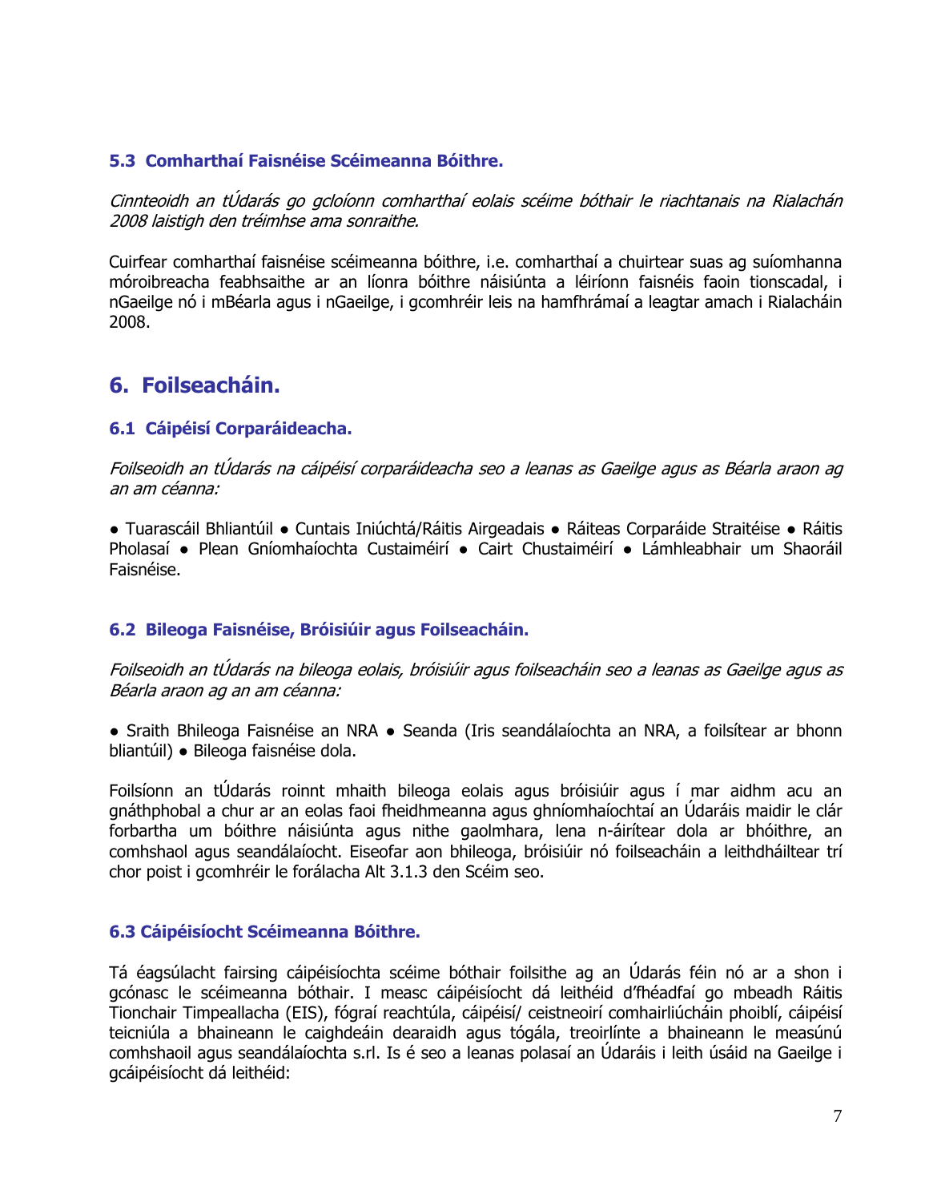### 5.3 Comharthaí Faisnéise Scéimeanna Bóithre.

*Cinnteoidh an tÚdarás go gcloíonn comharthaí eolais scéime bóthair le riachtanais na Rialachán 2008 laistigh den tréimhse ama sonraithe.*

Cuirfear comharthaí faisnéise scéimeanna bóithre, i.e. comharthaí a chuirtear suas ag suíomhanna móroibreacha feabhsaithe ar an líonra bóithre náisiúnta a léiríonn faisnéis faoin tionscadal, i nGaeilge nó i mBéarla agus i nGaeilge, i gcomhréir leis na hamfhrámaí a leagtar amach i Rialacháin 2008.

## 6. Foilseacháin.

### 6.1 Cáipéisí Corparáideacha.

*Foilseoidh an tÚdarás na cáipéisí corparáideacha seo a leanas as Gaeilge agus as Béarla araon ag an am céanna:*

● Tuarascáil Bhliantúil ● Cuntais Iniúchtá/Ráitis Airgeadais ● Ráiteas Corparáide Straitéise ● Ráitis Pholasaí ● Plean Gníomhaíochta Custaiméirí ● Cairt Chustaiméirí ● Lámhleabhair um Shaoráil Faisnéise.

### 6.2 Bileoga Faisnéise, Bróisiúir agus Foilseacháin.

*Foilseoidh an tÚdarás na bileoga eolais, bróisiúir agus foilseacháin seo a leanas as Gaeilge agus as Béarla araon ag an am céanna:*

● Sraith Bhileoga Faisnéise an NRA ● Seanda (Iris seandálaíochta an NRA, a foilsítear ar bhonn bliantúil) ● Bileoga faisnéise dola.

Foilsíonn an tÚdarás roinnt mhaith bileoga eolais agus bróisiúir agus í mar aidhm acu an gnáthphobal a chur ar an eolas faoi fheidhmeanna agus ghníomhaíochtaí an Údaráis maidir le clár forbartha um bóithre náisiúnta agus nithe gaolmhara, lena n-áirítear dola ar bhóithre, an comhshaol agus seandálaíocht. Eiseofar aon bhileoga, bróisiúir nó foilseacháin a leithdháiltear trí chor poist i gcomhréir le forálacha Alt 3.1.3 den Scéim seo.

### 6.3 Cáipéisíocht Scéimeanna Bóithre.

Tá éagsúlacht fairsing cáipéisíochta scéime bóthair foilsithe ag an Údarás féin nó ar a shon i gcónasc le scéimeanna bóthair. I measc cáipéisíocht dá leithéid d'fhéadfaí go mbeadh Ráitis Tionchair Timpeallachta (EIS), fógraí reachtúla, cáipéisí/ ceistneoirí comhairliúcháin phoiblí, cáipéisí teicniúla a bhaineann le caighdeáin dearaidh agus tógála, treoirlínte a bhaineann le measúnú comhshaoil agus seandálaíochta s.rl. Is é seo a leanas polasaí an Údaráis i leith úsáid na Gaeilge i gcáipéisíocht dá leithéid: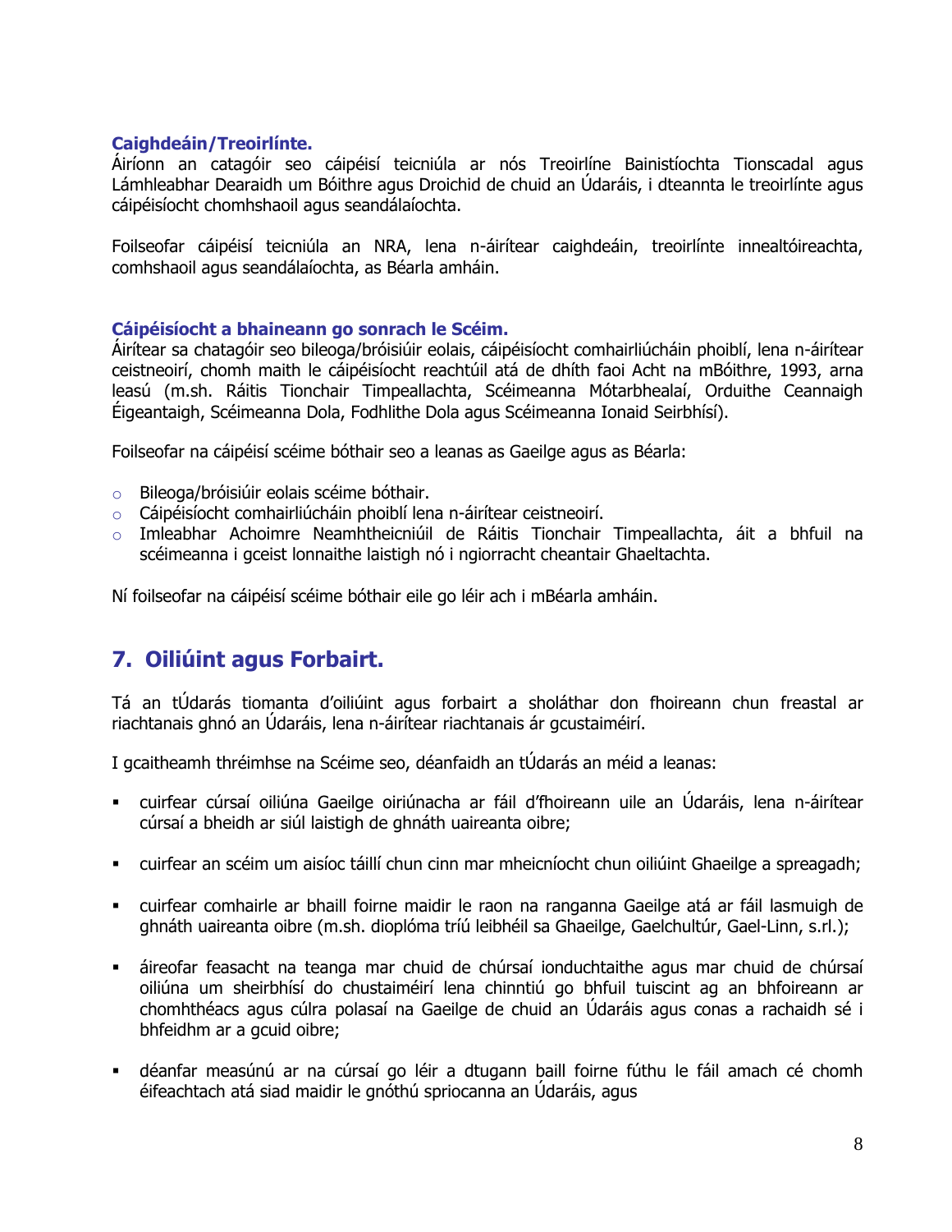### Caighdeáin/Treoirlínte.

Áiríonn an catagóir seo cáipéisí teicniúla ar nós Treoirlíne Bainistíochta Tionscadal agus Lámhleabhar Dearaidh um Bóithre agus Droichid de chuid an Údaráis, i dteannta le treoirlínte agus cáipéisíocht chomhshaoil agus seandálaíochta.

Foilseofar cáipéisí teicniúla an NRA, lena n-áirítear caighdeáin, treoirlínte innealtóireachta, comhshaoil agus seandálaíochta, as Béarla amháin.

### Cáipéisíocht a bhaineann go sonrach le Scéim.

Áirítear sa chatagóir seo bileoga/bróisiúir eolais, cáipéisíocht comhairliúcháin phoiblí, lena n-áirítear ceistneoirí, chomh maith le cáipéisíocht reachtúil atá de dhíth faoi Acht na mBóithre, 1993, arna leasú (m.sh. Ráitis Tionchair Timpeallachta, Scéimeanna Mótarbhealaí, Orduithe Ceannaigh Éigeantaigh, Scéimeanna Dola, Fodhlithe Dola agus Scéimeanna Ionaid Seirbhísí).

Foilseofar na cáipéisí scéime bóthair seo a leanas as Gaeilge agus as Béarla:

- Bileoga/bróisiúir eolais scéime bóthair.
- Cáipéisíocht comhairliúcháin phoiblí lena n-áirítear ceistneoirí.
- Imleabhar Achoimre Neamhtheicniúil de Ráitis Tionchair Timpeallachta, áit a bhfuil na scéimeanna i gceist lonnaithe laistigh nó i ngiorracht cheantair Ghaeltachta.

Ní foilseofar na cáipéisí scéime bóthair eile go léir ach i mBéarla amháin.

## 7. Oiliúint agus Forbairt.

Tá an tÚdarás tiomanta d'oiliúint agus forbairt a sholáthar don fhoireann chun freastal ar riachtanais ghnó an Údaráis, lena n-áirítear riachtanais ár gcustaiméirí.

I gcaitheamh thréimhse na Scéime seo, déanfaidh an tÚdarás an méid a leanas:

- cuirfear cúrsaí oiliúna Gaeilge oiriúnacha ar fáil d'fhoireann uile an Údaráis, lena n-áirítear cúrsaí a bheidh ar siúl laistigh de ghnáth uaireanta oibre;
- cuirfear an scéim um aisíoc táillí chun cinn mar mheicníocht chun oiliúint Ghaeilge a spreagadh;
- cuirfear comhairle ar bhaill foirne maidir le raon na ranganna Gaeilge atá ar fáil lasmuigh de ghnáth uaireanta oibre (m.sh. dioplóma tríú leibhéil sa Ghaeilge, Gaelchultúr, Gael-Linn, s.rl.);
- áireofar feasacht na teanga mar chuid de chúrsaí ionduchtaithe agus mar chuid de chúrsaí oiliúna um sheirbhísí do chustaiméirí lena chinntiú go bhfuil tuiscint ag an bhfoireann ar chomhthéacs agus cúlra polasaí na Gaeilge de chuid an Údaráis agus conas a rachaidh sé i bhfeidhm ar a gcuid oibre;
- déanfar measúnú ar na cúrsaí go léir a dtugann baill foirne fúthu le fáil amach cé chomh éifeachtach atá siad maidir le gnóthú spriocanna an Údaráis, agus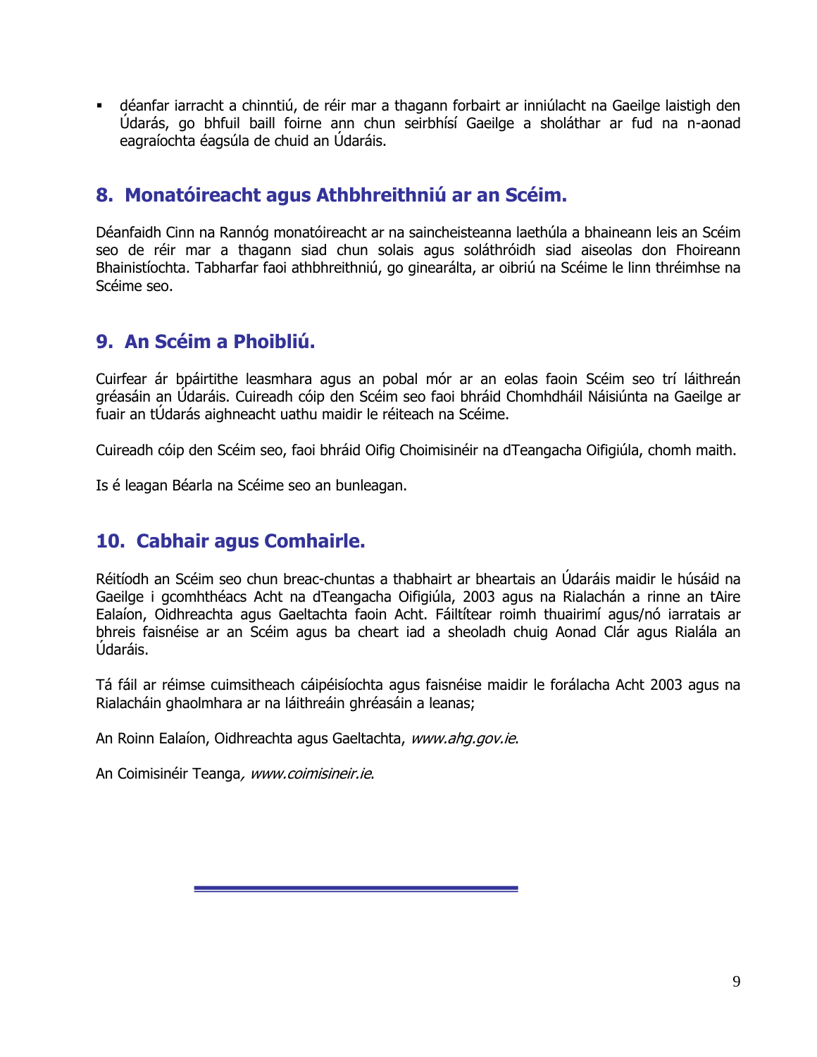- déanfar iarracht a chinntiú, de réir mar a thagann forbairt ar inniúlacht na Gaeilge laistigh den Údarás, go bhfuil baill foirne ann chun seirbhísí Gaeilge a sholáthar ar fud na n-aonad eagraíochta éagsúla de chuid an Údaráis.

## 8. Monatóireacht agus Athbhreithniú ar an Scéim.

Déanfaidh Cinn na Rannóg monatóireacht ar na saincheisteanna laethúla a bhaineann leis an Scéim seo de réir mar a thagann siad chun solais agus soláthróidh siad aiseolas don Fhoireann Bhainistíochta. Tabharfar faoi athbhreithniú, go ginearálta, ar oibriú na Scéime le linn thréimhse na Scéime seo.

## 9. An Scéim a Phoibliú.

Cuirfear ár bpáirtithe leasmhara agus an pobal mór ar an eolas faoin Scéim seo trí láithreán gréasáin an Údaráis. Cuireadh cóip den Scéim seo faoi bhráid Chomhdháil Náisiúnta na Gaeilge ar fuair an tÚdarás aighneacht uathu maidir le réiteach na Scéime.

Cuireadh cóip den Scéim seo, faoi bhráid Oifig Choimisinéir na dTeangacha Oifigiúla, chomh maith.

Is é leagan Béarla na Scéime seo an bunleagan.

## 10. Cabhair agus Comhairle.

Réitíodh an Scéim seo chun breac-chuntas a thabhairt ar bheartais an Údaráis maidir le húsáid na Gaeilge i gcomhthéacs Acht na dTeangacha Oifigiúla, 2003 agus na Rialachán a rinne an tAire Ealaíon, Oidhreachta agus Gaeltachta faoin Acht. Fáiltítear roimh thuairimí agus/nó iarratais ar bhreis faisnéise ar an Scéim agus ba cheart iad a sheoladh chuig Aonad Clár agus Rialála an Údaráis.

Tá fáil ar réimse cuimsitheach cáipéisíochta agus faisnéise maidir le forálacha Acht 2003 agus na Rialacháin ghaolmhara ar na láithreáin ghréasáin a leanas;

An Roinn Ealaíon, Oidhreachta agus Gaeltachta, *www.ahg.gov.ie*.

An Coimisinéir Teanga*, www.coimisineir.ie*.